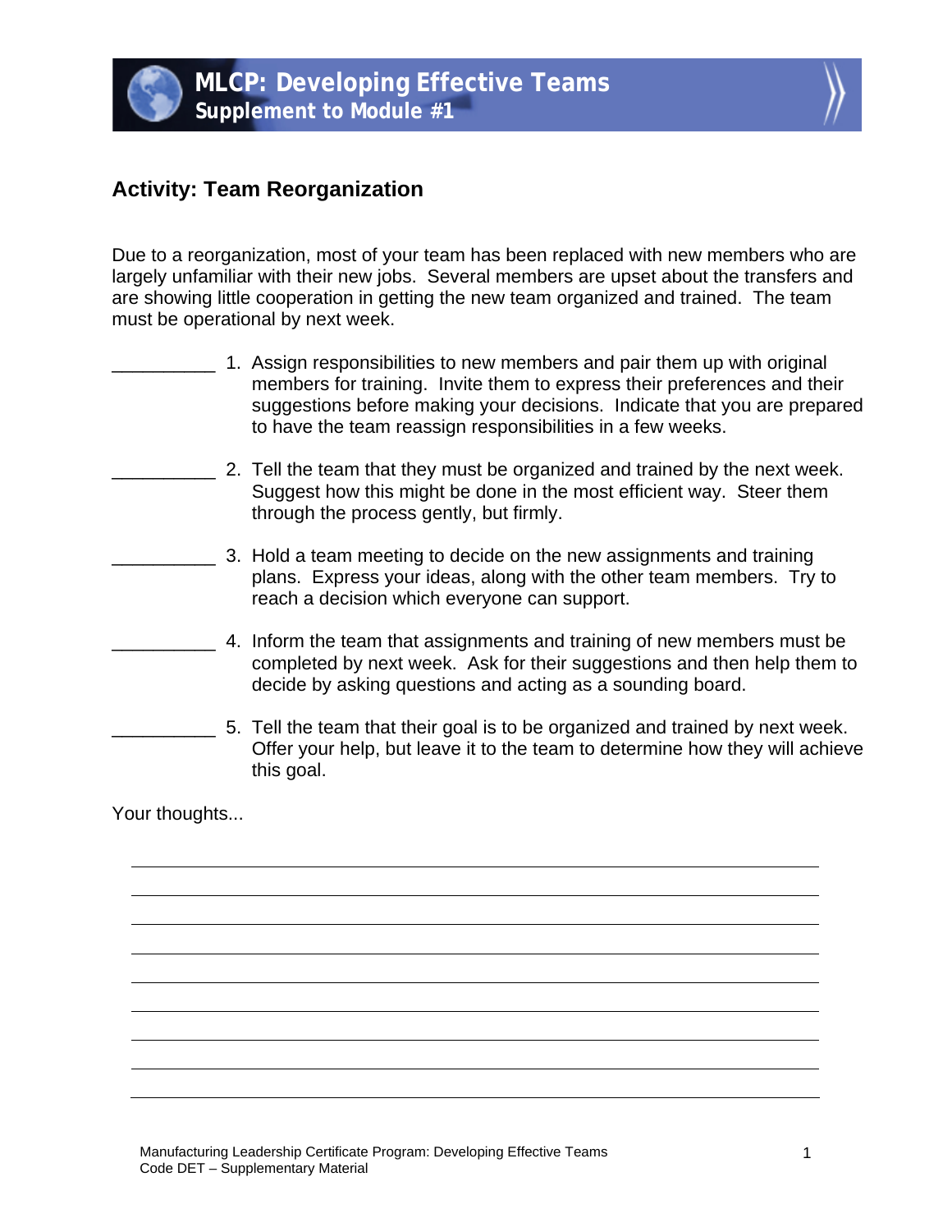# MLCP: Developing Effective Teams

## Supplement to Module #1

### Activity: Team Reorganization

Due to a reorganization, most of your team has been replaced with new members who are largely unfamiliar with their new jobs. Several members are upset about the transfers and are showing little cooperation in getting the new team organized and trained. The team must be operational by next week.

__________ 1. Assign responsibilities to new members and pair them up with original members for training. Invite them to express their preferences and their suggestions before making your decisions. Indicate that you are prepared to have the team reassign responsibilities in a few weeks.

__________ 2. Tell the team that they must be organized and trained by the next week. Suggest how this might be done in the most efficient way. Steer them through the process gently, but firmly.

__________ 3. Hold a team meeting to decide on the new assignments and training plans. Express your ideas, along with the other team members. Try to reach a decision which everyone can support.

__________ 4. Inform the team that assignments and training of new members must be completed by next week. Ask for their suggestions and then help them to decide by asking questions and acting as a sounding board.

__________ 5. Tell the team that their goal is to be organized and trained by next week. Offer your help, but leave it to the team to determine how they will achieve this goal.

Your thoughts...

______________________________________________________________________

______________________________________________________________________

______________________________________________________________________

______________________________________________________________________

______________________________________________________________________

______________________________________________________________________

______________________________________________________________________

______________________________________________________________________

______________________________________________________________________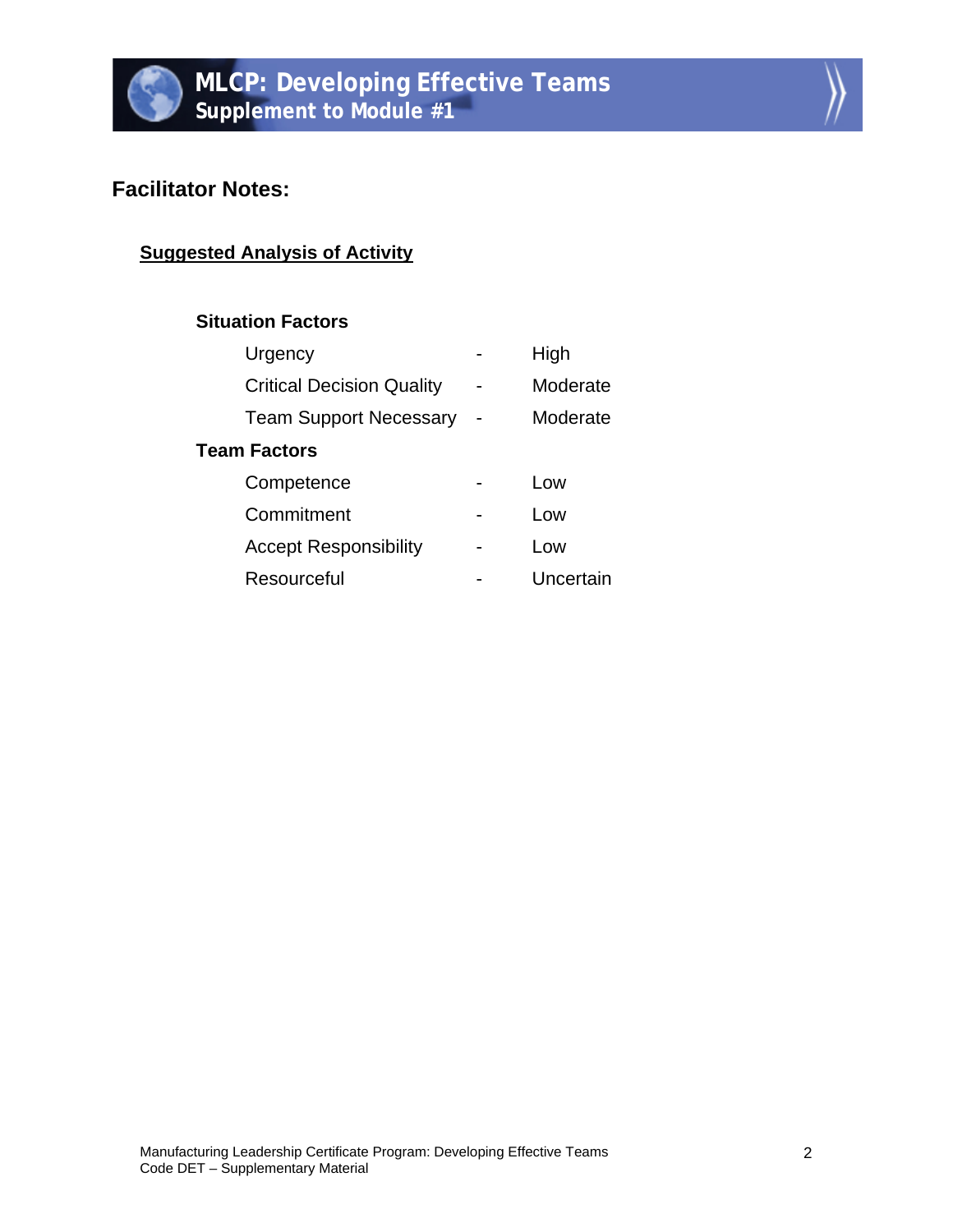## Facilitator Notes:

### Suggested Analysis of Activity

**Situation Factors**

| | | |
|---|---|---|
| Urgency | - | High |
| Critical Decision Quality | - | Moderate |
| Team Support Necessary | - | Moderate |

**Team Factors**

| | | |
|---|---|---|
| Competence | - | Low |
| Commitment | - | Low |
| Accept Responsibility | - | Low |
| Resourceful | - | Uncertain |